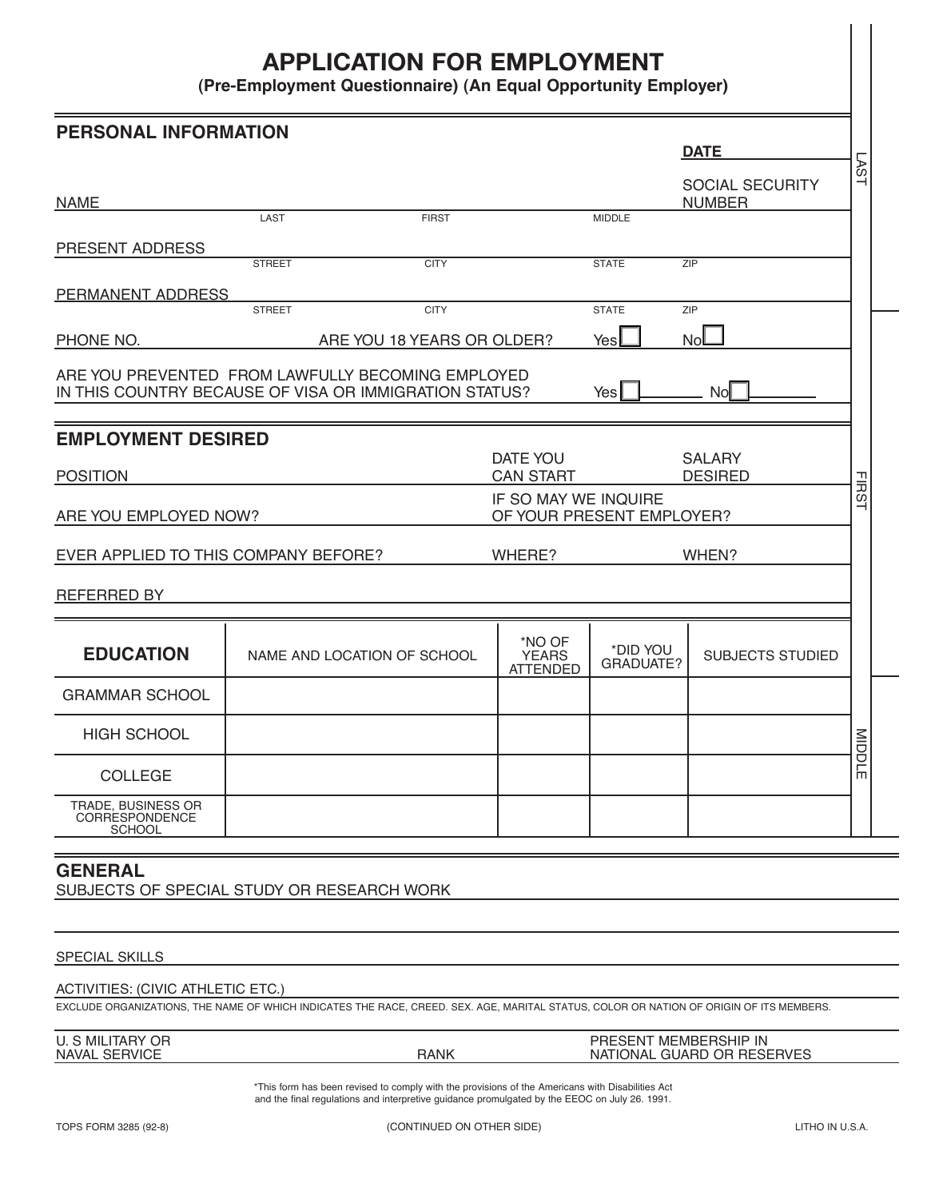# APPLICATION FOR EMPLOYMENT

**(Pre-Employment Questionnaire) (An Equal Opportunity Employer)**

## PERSONAL INFORMATION

**DATE** ____________

NAME ____________ (LAST / FIRST / MIDDLE) SOCIAL SECURITY NUMBER ____________

PRESENT ADDRESS ____________ (STREET / CITY / STATE / ZIP)

PERMANENT ADDRESS ____________ (STREET / CITY / STATE / ZIP)

PHONE NO. ____________ ARE YOU 18 YEARS OR OLDER? Yes ☐ No ☐

ARE YOU PREVENTED FROM LAWFULLY BECOMING EMPLOYED IN THIS COUNTRY BECAUSE OF VISA OR IMMIGRATION STATUS? Yes ☐ No ☐

## EMPLOYMENT DESIRED

POSITION ____________ DATE YOU CAN START ____________ SALARY DESIRED ____________

ARE YOU EMPLOYED NOW? ____________ IF SO MAY WE INQUIRE OF YOUR PRESENT EMPLOYER? ____________

EVER APPLIED TO THIS COMPANY BEFORE? ____________ WHERE? ____________ WHEN? ____________

REFERRED BY ____________

| EDUCATION | NAME AND LOCATION OF SCHOOL | *NO OF YEARS ATTENDED | *DID YOU GRADUATE? | SUBJECTS STUDIED |
|---|---|---|---|---|
| GRAMMAR SCHOOL | | | | |
| HIGH SCHOOL | | | | |
| COLLEGE | | | | |
| TRADE, BUSINESS OR CORRESPONDENCE SCHOOL | | | | |

## GENERAL

SUBJECTS OF SPECIAL STUDY OR RESEARCH WORK ____________

SPECIAL SKILLS ____________

ACTIVITIES: (CIVIC ATHLETIC ETC.) ____________

EXCLUDE ORGANIZATIONS, THE NAME OF WHICH INDICATES THE RACE, CREED. SEX. AGE, MARITAL STATUS, COLOR OR NATION OF ORIGIN OF ITS MEMBERS.

U. S MILITARY OR NAVAL SERVICE ____________ RANK ____________ PRESENT MEMBERSHIP IN NATIONAL GUARD OR RESERVES ____________

*This form has been revised to comply with the provisions of the Americans with Disabilities Act and the final regulations and interpretive guidance promulgated by the EEOC on July 26. 1991.

TOPS FORM 3285 (92-8) (CONTINUED ON OTHER SIDE) LITHO IN U.S.A.

LAST FIRST MIDDLE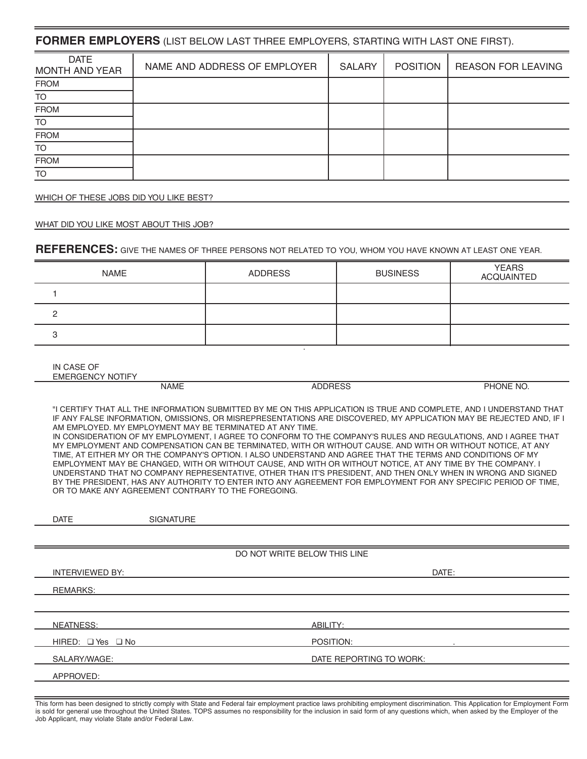## FORMER EMPLOYERS (LIST BELOW LAST THREE EMPLOYERS, STARTING WITH LAST ONE FIRST).

| DATE MONTH AND YEAR | NAME AND ADDRESS OF EMPLOYER | SALARY | POSITION | REASON FOR LEAVING |
|---|---|---|---|---|
| FROM | | | | |
| TO | | | | |
| FROM | | | | |
| TO | | | | |
| FROM | | | | |
| TO | | | | |
| FROM | | | | |
| TO | | | | |

WHICH OF THESE JOBS DID YOU LIKE BEST?

WHAT DID YOU LIKE MOST ABOUT THIS JOB?

## REFERENCES: GIVE THE NAMES OF THREE PERSONS NOT RELATED TO YOU, WHOM YOU HAVE KNOWN AT LEAST ONE YEAR.

| NAME | ADDRESS | BUSINESS | YEARS ACQUAINTED |
|---|---|---|---|
| 1 | | | |
| 2 | | | |
| 3 | | | |

IN CASE OF EMERGENCY NOTIFY

NAME ADDRESS PHONE NO.

"I CERTIFY THAT ALL THE INFORMATION SUBMITTED BY ME ON THIS APPLICATION IS TRUE AND COMPLETE, AND I UNDERSTAND THAT IF ANY FALSE INFORMATION, OMISSIONS, OR MISREPRESENTATIONS ARE DISCOVERED, MY APPLICATION MAY BE REJECTED AND, IF I AM EMPLOYED. MY EMPLOYMENT MAY BE TERMINATED AT ANY TIME.
IN CONSIDERATION OF MY EMPLOYMENT, I AGREE TO CONFORM TO THE COMPANY'S RULES AND REGULATIONS, AND I AGREE THAT MY EMPLOYMENT AND COMPENSATION CAN BE TERMINATED, WITH OR WITHOUT CAUSE. AND WITH OR WITHOUT NOTICE, AT ANY TIME, AT EITHER MY OR THE COMPANY'S OPTION. I ALSO UNDERSTAND AND AGREE THAT THE TERMS AND CONDITIONS OF MY EMPLOYMENT MAY BE CHANGED, WITH OR WITHOUT CAUSE, AND WITH OR WITHOUT NOTICE, AT ANY TIME BY THE COMPANY. I UNDERSTAND THAT NO COMPANY REPRESENTATIVE, OTHER THAN IT'S PRESIDENT, AND THEN ONLY WHEN IN WRONG AND SIGNED BY THE PRESIDENT, HAS ANY AUTHORITY TO ENTER INTO ANY AGREEMENT FOR EMPLOYMENT FOR ANY SPECIFIC PERIOD OF TIME, OR TO MAKE ANY AGREEMENT CONTRARY TO THE FOREGOING.

DATE SIGNATURE

DO NOT WRITE BELOW THIS LINE

INTERVIEWED BY: DATE:

REMARKS:

NEATNESS: ABILITY:

HIRED: ❑ Yes ❑ No POSITION:

SALARY/WAGE: DATE REPORTING TO WORK:

APPROVED:

This form has been designed to strictly comply with State and Federal fair employment practice laws prohibiting employment discrimination. This Application for Employment Form is sold for general use throughout the United States. TOPS assumes no responsibility for the inclusion in said form of any questions which, when asked by the Employer of the Job Applicant, may violate State and/or Federal Law.